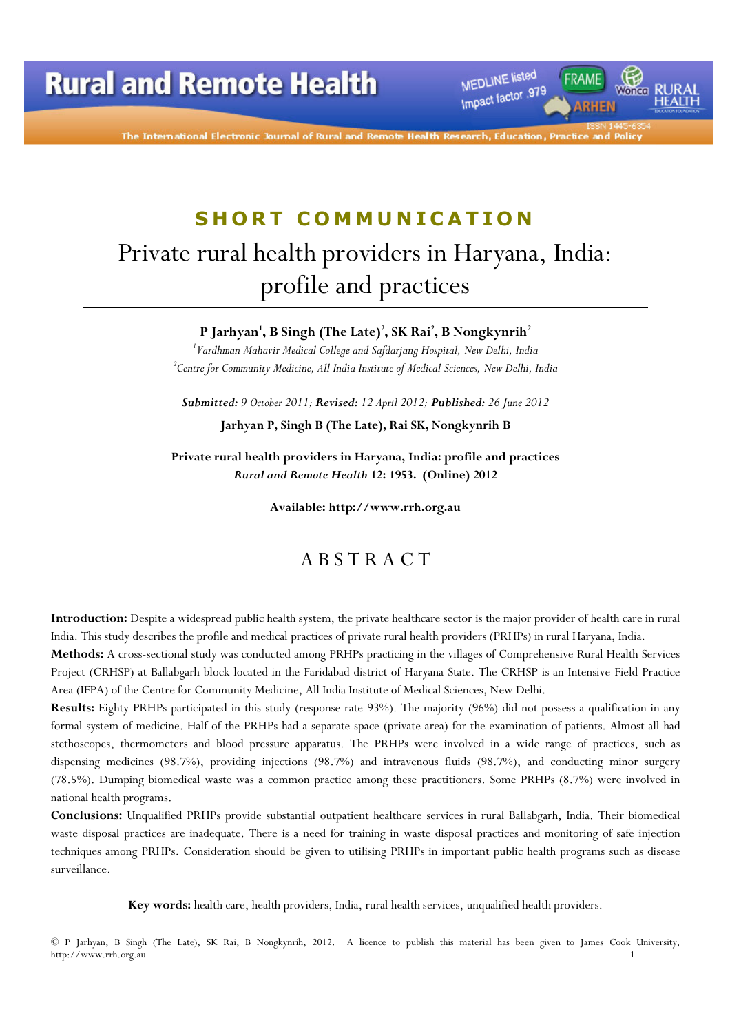SHORT COMMUNICATION

# Private rural health providers in Haryana, India: profile and practices

**P Jarhyan[1], B Singh (The Late)[2], SK Rai[2], B Nongkynrih[2]**

[1]*Vardhman Mahavir Medical College and Safdarjang Hospital, New Delhi, India*

[2]*Centre for Community Medicine, All India Institute of Medical Sciences, New Delhi, India*

***Submitted:*** *9 October 2011;* ***Revised:*** *12 April 2012;* ***Published:*** *26 June 2012*

**Jarhyan P, Singh B (The Late), Rai SK, Nongkynrih B**

**Private rural health providers in Haryana, India: profile and practices**
***Rural and Remote Health*** **12: 1953. (Online) 2012**

**Available: http://www.rrh.org.au**

## ABSTRACT

**Introduction:** Despite a widespread public health system, the private healthcare sector is the major provider of health care in rural India. This study describes the profile and medical practices of private rural health providers (PRHPs) in rural Haryana, India.

**Methods:** A cross-sectional study was conducted among PRHPs practicing in the villages of Comprehensive Rural Health Services Project (CRHSP) at Ballabgarh block located in the Faridabad district of Haryana State. The CRHSP is an Intensive Field Practice Area (IFPA) of the Centre for Community Medicine, All India Institute of Medical Sciences, New Delhi.

**Results:** Eighty PRHPs participated in this study (response rate 93%). The majority (96%) did not possess a qualification in any formal system of medicine. Half of the PRHPs had a separate space (private area) for the examination of patients. Almost all had stethoscopes, thermometers and blood pressure apparatus. The PRHPs were involved in a wide range of practices, such as dispensing medicines (98.7%), providing injections (98.7%) and intravenous fluids (98.7%), and conducting minor surgery (78.5%). Dumping biomedical waste was a common practice among these practitioners. Some PRHPs (8.7%) were involved in national health programs.

**Conclusions:** Unqualified PRHPs provide substantial outpatient healthcare services in rural Ballabgarh, India. Their biomedical waste disposal practices are inadequate. There is a need for training in waste disposal practices and monitoring of safe injection techniques among PRHPs. Consideration should be given to utilising PRHPs in important public health programs such as disease surveillance.

**Key words:** health care, health providers, India, rural health services, unqualified health providers.

© P Jarhyan, B Singh (The Late), SK Rai, B Nongkynrih, 2012. A licence to publish this material has been given to James Cook University, http://www.rrh.org.au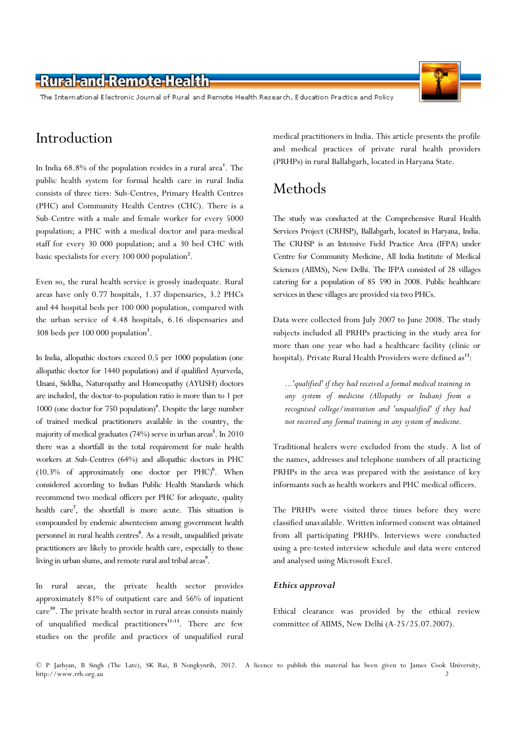## Introduction

In India 68.8% of the population resides in a rural area[1]. The public health system for formal health care in rural India consists of three tiers: Sub-Centres, Primary Health Centres (PHC) and Community Health Centres (CHC). There is a Sub-Centre with a male and female worker for every 5000 population; a PHC with a medical doctor and para-medical staff for every 30 000 population; and a 30 bed CHC with basic specialists for every 100 000 population[2].

Even so, the rural health service is grossly inadequate. Rural areas have only 0.77 hospitals, 1.37 dispensaries, 3.2 PHCs and 44 hospital beds per 100 000 population, compared with the urban service of 4.48 hospitals, 6.16 dispensaries and 308 beds per 100 000 population[3].

In India, allopathic doctors exceed 0.5 per 1000 population (one allopathic doctor for 1440 population) and if qualified Ayurveda, Unani, Siddha, Naturopathy and Homeopathy (AYUSH) doctors are included, the doctor-to-population ratio is more than to 1 per 1000 (one doctor for 750 population)[4]. Despite the large number of trained medical practitioners available in the country, the majority of medical graduates (74%) serve in urban areas[5]. In 2010 there was a shortfall in the total requirement for male health workers at Sub-Centres (64%) and allopathic doctors in PHC (10.3% of approximately one doctor per PHC)[6]. When considered according to Indian Public Health Standards which recommend two medical officers per PHC for adequate, quality health care[7], the shortfall is more acute. This situation is compounded by endemic absenteeism among government health personnel in rural health centres[8]. As a result, unqualified private practitioners are likely to provide health care, especially to those living in urban slums, and remote rural and tribal areas[9].

In rural areas, the private health sector provides approximately 81% of outpatient care and 56% of inpatient care[10]. The private health sector in rural areas consists mainly of unqualified medical practitioners[11-13]. There are few studies on the profile and practices of unqualified rural medical practitioners in India. This article presents the profile and medical practices of private rural health providers (PRHPs) in rural Ballabgarh, located in Haryana State.

## Methods

The study was conducted at the Comprehensive Rural Health Services Project (CRHSP), Ballabgarh, located in Haryana, India. The CRHSP is an Intensive Field Practice Area (IFPA) under Centre for Community Medicine, All India Institute of Medical Sciences (AIIMS), New Delhi. The IFPA consisted of 28 villages catering for a population of 85 590 in 2008. Public healthcare services in these villages are provided via two PHCs.

Data were collected from July 2007 to June 2008. The study subjects included all PRHPs practicing in the study area for more than one year who had a healthcare facility (clinic or hospital). Private Rural Health Providers were defined as[13]:

> *...'qualified' if they had received a formal medical training in any system of medicine (Allopathy or Indian) from a recognised college/institution and 'unqualified' if they had not received any formal training in any system of medicine.*

Traditional healers were excluded from the study. A list of the names, addresses and telephone numbers of all practicing PRHPs in the area was prepared with the assistance of key informants such as health workers and PHC medical officers.

The PRHPs were visited three times before they were classified unavailable. Written informed consent was obtained from all participating PRHPs. Interviews were conducted using a pre-tested interview schedule and data were entered and analysed using Microsoft Excel.

### *Ethics approval*

Ethical clearance was provided by the ethical review committee of AIIMS, New Delhi (A-25/25.07.2007).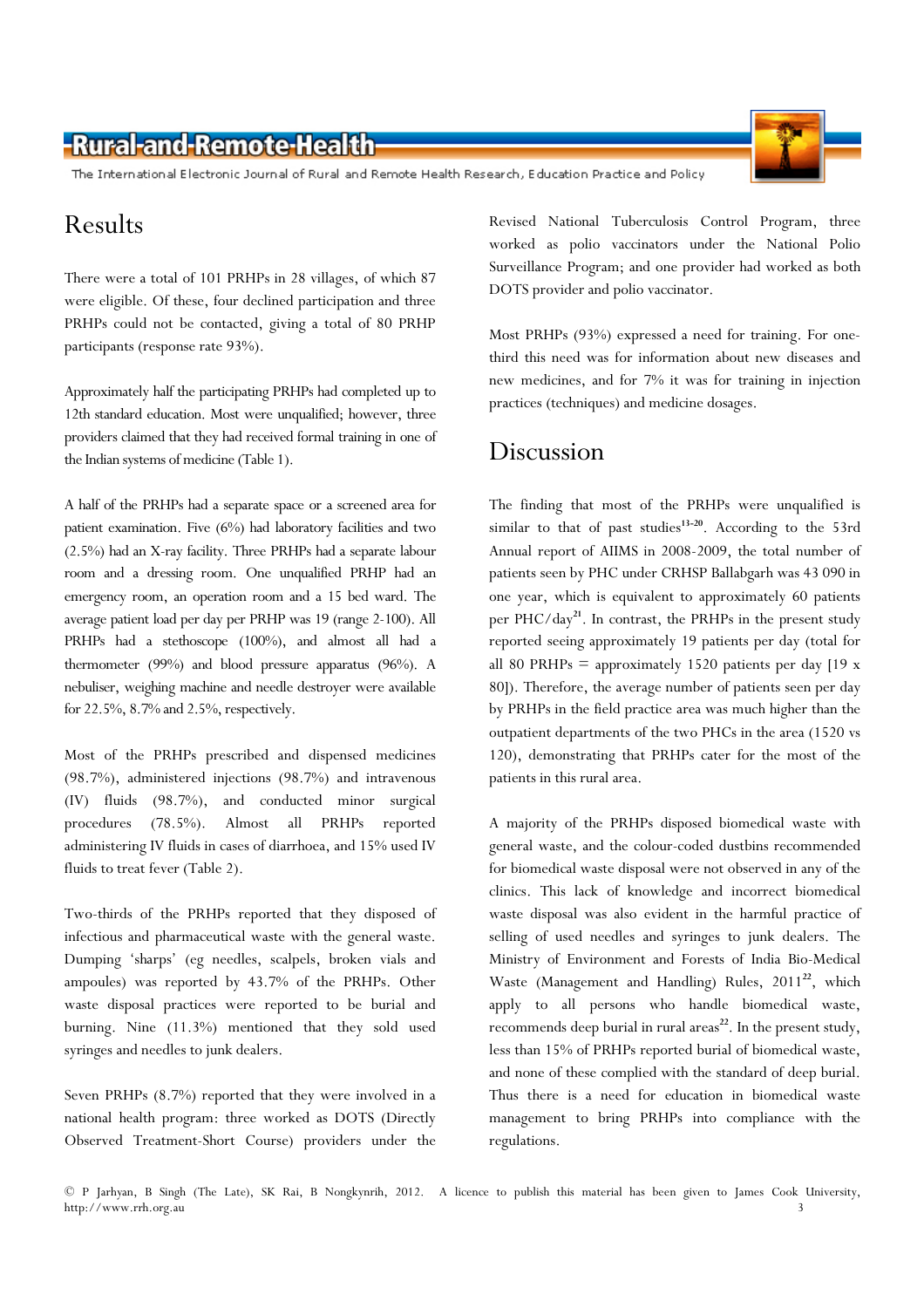## Results

There were a total of 101 PRHPs in 28 villages, of which 87 were eligible. Of these, four declined participation and three PRHPs could not be contacted, giving a total of 80 PRHP participants (response rate 93%).

Approximately half the participating PRHPs had completed up to 12th standard education. Most were unqualified; however, three providers claimed that they had received formal training in one of the Indian systems of medicine (Table 1).

A half of the PRHPs had a separate space or a screened area for patient examination. Five (6%) had laboratory facilities and two (2.5%) had an X-ray facility. Three PRHPs had a separate labour room and a dressing room. One unqualified PRHP had an emergency room, an operation room and a 15 bed ward. The average patient load per day per PRHP was 19 (range 2-100). All PRHPs had a stethoscope (100%), and almost all had a thermometer (99%) and blood pressure apparatus (96%). A nebuliser, weighing machine and needle destroyer were available for 22.5%, 8.7% and 2.5%, respectively.

Most of the PRHPs prescribed and dispensed medicines (98.7%), administered injections (98.7%) and intravenous (IV) fluids (98.7%), and conducted minor surgical procedures (78.5%). Almost all PRHPs reported administering IV fluids in cases of diarrhoea, and 15% used IV fluids to treat fever (Table 2).

Two-thirds of the PRHPs reported that they disposed of infectious and pharmaceutical waste with the general waste. Dumping 'sharps' (eg needles, scalpels, broken vials and ampoules) was reported by 43.7% of the PRHPs. Other waste disposal practices were reported to be burial and burning. Nine (11.3%) mentioned that they sold used syringes and needles to junk dealers.

Seven PRHPs (8.7%) reported that they were involved in a national health program: three worked as DOTS (Directly Observed Treatment-Short Course) providers under the Revised National Tuberculosis Control Program, three worked as polio vaccinators under the National Polio Surveillance Program; and one provider had worked as both DOTS provider and polio vaccinator.

Most PRHPs (93%) expressed a need for training. For one-third this need was for information about new diseases and new medicines, and for 7% it was for training in injection practices (techniques) and medicine dosages.

## Discussion

The finding that most of the PRHPs were unqualified is similar to that of past studies[13-20]. According to the 53rd Annual report of AIIMS in 2008-2009, the total number of patients seen by PHC under CRHSP Ballabgarh was 43 090 in one year, which is equivalent to approximately 60 patients per PHC/day[21]. In contrast, the PRHPs in the present study reported seeing approximately 19 patients per day (total for all 80 PRHPs = approximately 1520 patients per day [19 x 80]). Therefore, the average number of patients seen per day by PRHPs in the field practice area was much higher than the outpatient departments of the two PHCs in the area (1520 vs 120), demonstrating that PRHPs cater for the most of the patients in this rural area.

A majority of the PRHPs disposed biomedical waste with general waste, and the colour-coded dustbins recommended for biomedical waste disposal were not observed in any of the clinics. This lack of knowledge and incorrect biomedical waste disposal was also evident in the harmful practice of selling of used needles and syringes to junk dealers. The Ministry of Environment and Forests of India Bio-Medical Waste (Management and Handling) Rules, 2011[22], which apply to all persons who handle biomedical waste, recommends deep burial in rural areas[22]. In the present study, less than 15% of PRHPs reported burial of biomedical waste, and none of these complied with the standard of deep burial. Thus there is a need for education in biomedical waste management to bring PRHPs into compliance with the regulations.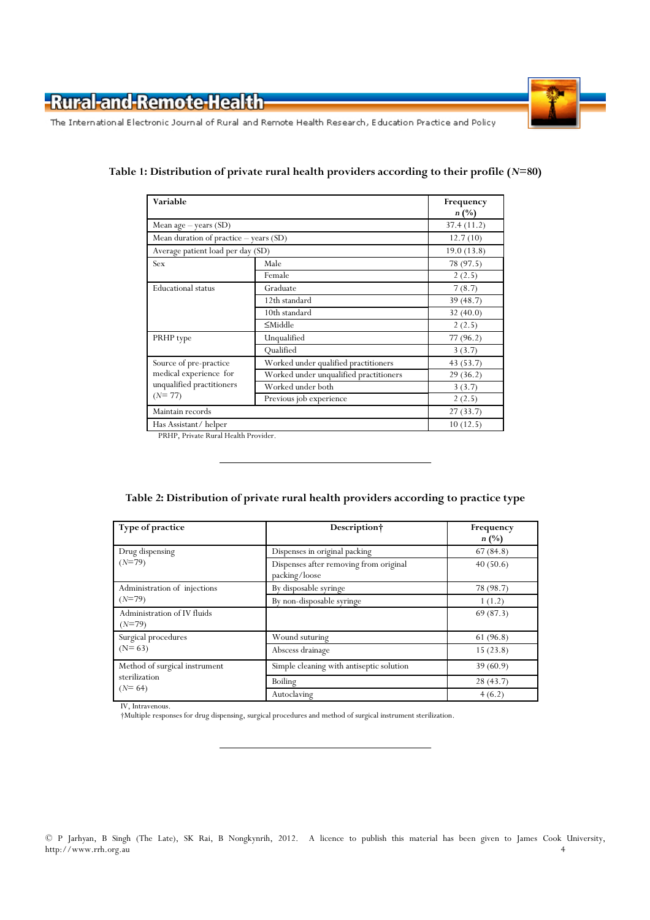**Table 1: Distribution of private rural health providers according to their profile (*N*=80)**

| Variable | | Frequency *n* (%) |
|---|---|---|
| Mean age – years (SD) | | 37.4 (11.2) |
| Mean duration of practice – years (SD) | | 12.7 (10) |
| Average patient load per day (SD) | | 19.0 (13.8) |
| Sex | Male | 78 (97.5) |
| | Female | 2 (2.5) |
| Educational status | Graduate | 7 (8.7) |
| | 12th standard | 39 (48.7) |
| | 10th standard | 32 (40.0) |
| | ≤Middle | 2 (2.5) |
| PRHP type | Unqualified | 77 (96.2) |
| | Qualified | 3 (3.7) |
| Source of pre-practice medical experience for unqualified practitioners (*N*= 77) | Worked under qualified practitioners | 43 (53.7) |
| | Worked under unqualified practitioners | 29 (36.2) |
| | Worked under both | 3 (3.7) |
| | Previous job experience | 2 (2.5) |
| Maintain records | | 27 (33.7) |
| Has Assistant/ helper | | 10 (12.5) |

PRHP, Private Rural Health Provider.

**Table 2: Distribution of private rural health providers according to practice type**

| Type of practice | Description† | Frequency *n* (%) |
|---|---|---|
| Drug dispensing (*N*=79) | Dispenses in original packing | 67 (84.8) |
| | Dispenses after removing from original packing/loose | 40 (50.6) |
| Administration of injections (*N*=79) | By disposable syringe | 78 (98.7) |
| | By non-disposable syringe | 1 (1.2) |
| Administration of IV fluids (*N*=79) | | 69 (87.3) |
| Surgical procedures (*N*= 63) | Wound suturing | 61 (96.8) |
| | Abscess drainage | 15 (23.8) |
| Method of surgical instrument sterilization (*N*= 64) | Simple cleaning with antiseptic solution | 39 (60.9) |
| | Boiling | 28 (43.7) |
| | Autoclaving | 4 (6.2) |

IV, Intravenous.
†Multiple responses for drug dispensing, surgical procedures and method of surgical instrument sterilization.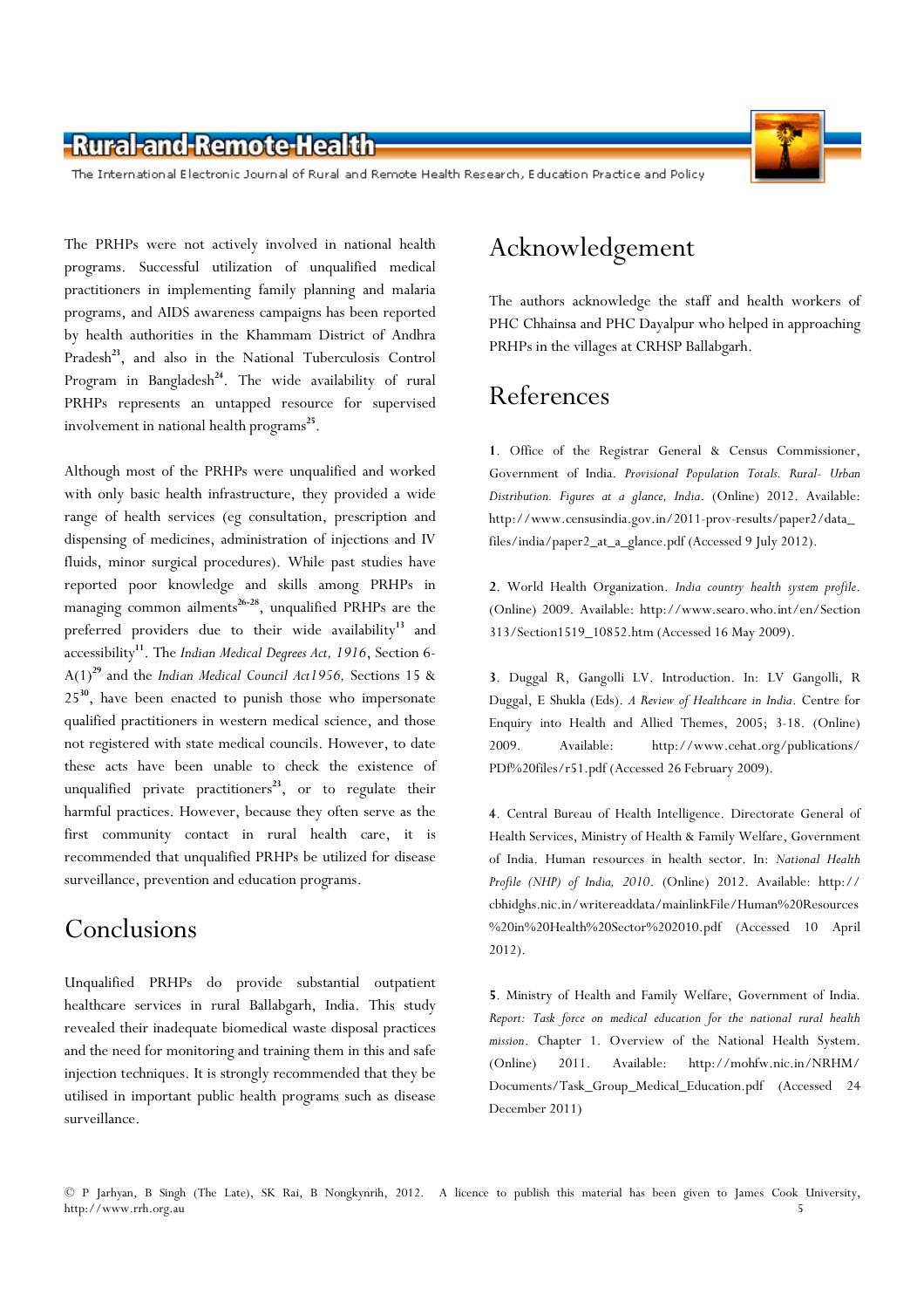The PRHPs were not actively involved in national health programs. Successful utilization of unqualified medical practitioners in implementing family planning and malaria programs, and AIDS awareness campaigns has been reported by health authorities in the Khammam District of Andhra Pradesh[23], and also in the National Tuberculosis Control Program in Bangladesh[24]. The wide availability of rural PRHPs represents an untapped resource for supervised involvement in national health programs[25].

Although most of the PRHPs were unqualified and worked with only basic health infrastructure, they provided a wide range of health services (eg consultation, prescription and dispensing of medicines, administration of injections and IV fluids, minor surgical procedures). While past studies have reported poor knowledge and skills among PRHPs in managing common ailments[26-28], unqualified PRHPs are the preferred providers due to their wide availability[13] and accessibility[11]. The *Indian Medical Degrees Act, 1916*, Section 6-A(1)[29] and the *Indian Medical Council Act1956,* Sections 15 & 25[30], have been enacted to punish those who impersonate qualified practitioners in western medical science, and those not registered with state medical councils. However, to date these acts have been unable to check the existence of unqualified private practitioners[23], or to regulate their harmful practices. However, because they often serve as the first community contact in rural health care, it is recommended that unqualified PRHPs be utilized for disease surveillance, prevention and education programs.

# Conclusions

Unqualified PRHPs do provide substantial outpatient healthcare services in rural Ballabgarh, India. This study revealed their inadequate biomedical waste disposal practices and the need for monitoring and training them in this and safe injection techniques. It is strongly recommended that they be utilised in important public health programs such as disease surveillance.

# Acknowledgement

The authors acknowledge the staff and health workers of PHC Chhainsa and PHC Dayalpur who helped in approaching PRHPs in the villages at CRHSP Ballabgarh.

# References

**1**. Office of the Registrar General & Census Commissioner, Government of India. *Provisional Population Totals. Rural- Urban Distribution. Figures at a glance, India*. (Online) 2012. Available: http://www.censusindia.gov.in/2011-prov-results/paper2/data_files/india/paper2_at_a_glance.pdf (Accessed 9 July 2012).

**2**. World Health Organization. *India country health system profile*. (Online) 2009. Available: http://www.searo.who.int/en/Section313/Section1519_10852.htm (Accessed 16 May 2009).

**3**. Duggal R, Gangolli LV. Introduction. In: LV Gangolli, R Duggal, E Shukla (Eds). *A Review of Healthcare in India*. Centre for Enquiry into Health and Allied Themes, 2005; 3-18. (Online) 2009. Available: http://www.cehat.org/publications/PDf%20files/r51.pdf (Accessed 26 February 2009).

**4**. Central Bureau of Health Intelligence. Directorate General of Health Services, Ministry of Health & Family Welfare, Government of India. Human resources in health sector. In: *National Health Profile (NHP) of India, 2010*. (Online) 2012. Available: http://cbhidghs.nic.in/writereaddata/mainlinkFile/Human%20Resources%20in%20Health%20Sector%202010.pdf (Accessed 10 April 2012).

**5**. Ministry of Health and Family Welfare, Government of India. *Report: Task force on medical education for the national rural health mission*. Chapter 1. Overview of the National Health System. (Online) 2011. Available: http://mohfw.nic.in/NRHM/Documents/Task_Group_Medical_Education.pdf (Accessed 24 December 2011)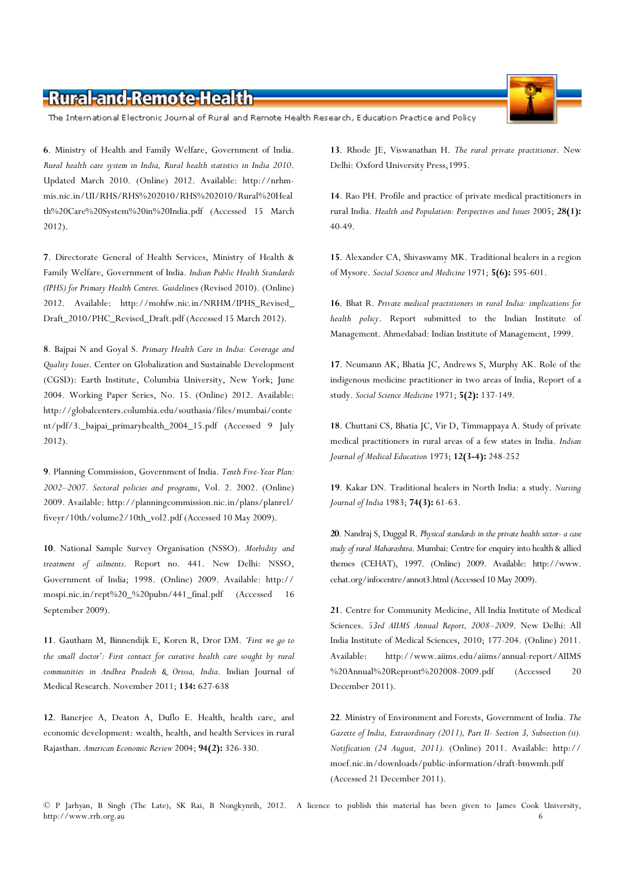**6**. Ministry of Health and Family Welfare, Government of India. *Rural health care system in India, Rural health statistics in India 2010*. Updated March 2010. (Online) 2012. Available: http://nrhm-mis.nic.in/UI/RHS/RHS%202010/RHS%202010/Rural%20Health%20Care%20System%20in%20India.pdf (Accessed 15 March 2012).

**7**. Directorate General of Health Services, Ministry of Health & Family Welfare, Government of India. *Indian Public Health Standards (IPHS) for Primary Health Centres. Guidelines* (Revised 2010). (Online) 2012. Available: http://mohfw.nic.in/NRHM/IPHS_Revised_Draft_2010/PHC_Revised_Draft.pdf (Accessed 15 March 2012).

**8**. Bajpai N and Goyal S. *Primary Health Care in India: Coverage and Quality Issues*. Center on Globalization and Sustainable Development (CGSD): Earth Institute, Columbia University, New York; June 2004. Working Paper Series, No. 15. (Online) 2012. Available: http://globalcenters.columbia.edu/southasia/files/mumbai/content/pdf/3._bajpai_primaryhealth_2004_15.pdf (Accessed 9 July 2012).

**9**. Planning Commission, Government of India. *Tenth Five-Year Plan: 2002–2007. Sectoral policies and programs*, Vol. 2. 2002. (Online) 2009. Available: http://planningcommission.nic.in/plans/planrel/fiveyr/10th/volume2/10th_vol2.pdf (Accessed 10 May 2009).

**10**. National Sample Survey Organisation (NSSO). *Morbidity and treatment of ailments*. Report no. 441. New Delhi: NSSO, Government of India; 1998. (Online) 2009. Available: http://mospi.nic.in/rept%20_%20pubn/441_final.pdf (Accessed 16 September 2009).

**11**. Gautham M, Binnendijk E, Koren R, Dror DM. *'First we go to the small doctor': First contact for curative health care sought by rural communities in Andhra Pradesh & Orissa, India*. Indian Journal of Medical Research. November 2011; **134:** 627-638

**12**. Banerjee A, Deaton A, Duflo E. Health, health care, and economic development: wealth, health, and health Services in rural Rajasthan. *American Economic Review* 2004; **94(2):** 326-330.

**13**. Rhode JE, Viswanathan H. *The rural private practitioner*. New Delhi: Oxford University Press,1995.

**14**. Rao PH. Profile and practice of private medical practitioners in rural India. *Health and Population: Perspectives and Issues* 2005; **28(1):** 40-49.

**15**. Alexander CA, Shivaswamy MK. Traditional healers in a region of Mysore. *Social Science and Medicine* 1971; **5(6):** 595-601.

**16**. Bhat R. *Private medical practitioners in rural India: implications for health policy*. Report submitted to the Indian Institute of Management. Ahmedabad: Indian Institute of Management, 1999.

**17**. Neumann AK, Bhatia JC, Andrews S, Murphy AK. Role of the indigenous medicine practitioner in two areas of India, Report of a study. *Social Science Medicine* 1971; **5(2):** 137-149.

**18**. Chuttani CS, Bhatia JC, Vir D, Timmappaya A. Study of private medical practitioners in rural areas of a few states in India. *Indian Journal of Medical Education* 1973; **12(3-4):** 248-252

**19**. Kakar DN. Traditional healers in North India: a study. *Nursing Journal of India* 1983; **74(3):** 61-63.

**20**. Nandraj S, Duggal R. *Physical standards in the private health sector- a case study of rural Maharashtra*. Mumbai: Centre for enquiry into health & allied themes (CEHAT), 1997. (Online) 2009. Available: http://www.cehat.org/infocentre/annot3.html (Accessed 10 May 2009).

**21**. Centre for Community Medicine, All India Institute of Medical Sciences. *53rd AIIMS Annual Report, 2008–2009*. New Delhi: All India Institute of Medical Sciences, 2010; 177-204. (Online) 2011. Available: http://www.aiims.edu/aiims/annual-report/AIIMS%20Annual%20Repront%202008-2009.pdf (Accessed 20 December 2011).

**22**. Ministry of Environment and Forests, Government of India. *The Gazette of India, Extraordinary (2011), Part II- Section 3, Subsection (ii). Notification (24 August, 2011).* (Online) 2011. Available: http://moef.nic.in/downloads/public-information/draft-bmwmh.pdf (Accessed 21 December 2011).

© P Jarhyan, B Singh (The Late), SK Rai, B Nongkynrih, 2012. A licence to publish this material has been given to James Cook University, http://www.rrh.org.au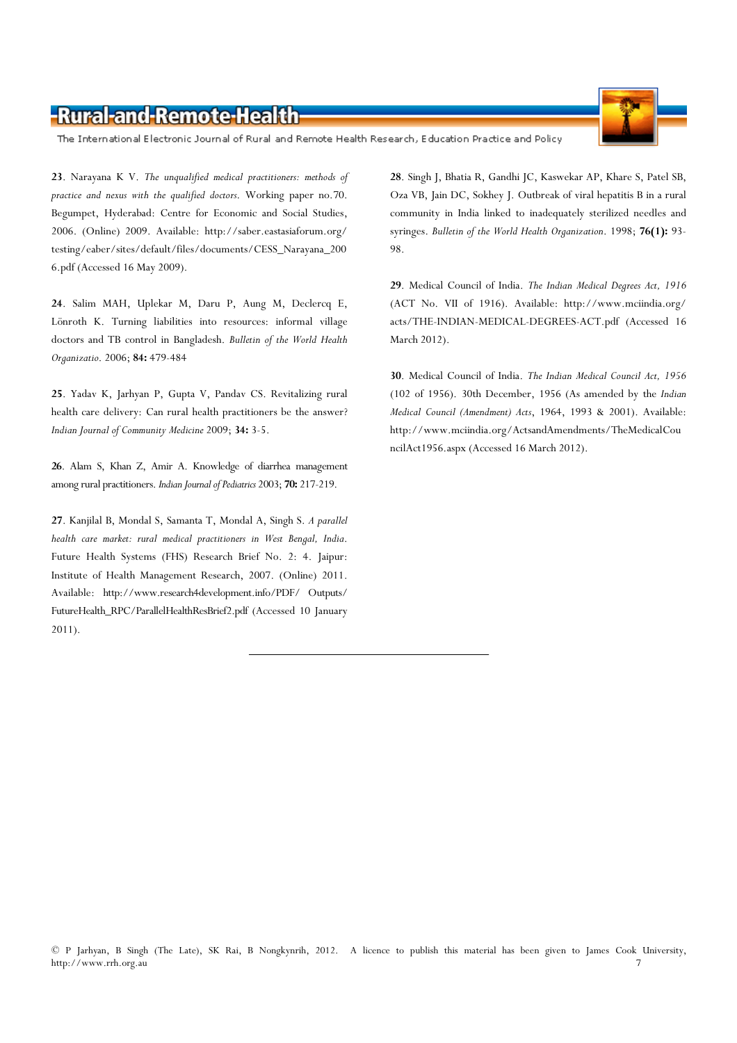**23**. Narayana K V. *The unqualified medical practitioners: methods of practice and nexus with the qualified doctors*. Working paper no.70. Begumpet, Hyderabad: Centre for Economic and Social Studies, 2006. (Online) 2009. Available: http://saber.eastasiaforum.org/testing/eaber/sites/default/files/documents/CESS_Narayana_2006.pdf (Accessed 16 May 2009).

**24**. Salim MAH, Uplekar M, Daru P, Aung M, Declercq E, Lönroth K. Turning liabilities into resources: informal village doctors and TB control in Bangladesh. *Bulletin of the World Health Organizatio*. 2006; **84:** 479-484

**25**. Yadav K, Jarhyan P, Gupta V, Pandav CS. Revitalizing rural health care delivery: Can rural health practitioners be the answer? *Indian Journal of Community Medicine* 2009; **34:** 3-5.

**26**. Alam S, Khan Z, Amir A. Knowledge of diarrhea management among rural practitioners. *Indian Journal of Pediatrics* 2003; **70:** 217-219.

**27**. Kanjilal B, Mondal S, Samanta T, Mondal A, Singh S. *A parallel health care market: rural medical practitioners in West Bengal, India*. Future Health Systems (FHS) Research Brief No. 2: 4. Jaipur: Institute of Health Management Research, 2007. (Online) 2011. Available: http://www.research4development.info/PDF/ Outputs/FutureHealth_RPC/ParallelHealthResBrief2.pdf (Accessed 10 January 2011).

**28**. Singh J, Bhatia R, Gandhi JC, Kaswekar AP, Khare S, Patel SB, Oza VB, Jain DC, Sokhey J. Outbreak of viral hepatitis B in a rural community in India linked to inadequately sterilized needles and syringes. *Bulletin of the World Health Organization*. 1998; **76(1):** 93-98.

**29**. Medical Council of India. *The Indian Medical Degrees Act, 1916* (ACT No. VII of 1916). Available: http://www.mciindia.org/acts/THE-INDIAN-MEDICAL-DEGREES-ACT.pdf (Accessed 16 March 2012).

**30**. Medical Council of India. *The Indian Medical Council Act, 1956* (102 of 1956). 30th December, 1956 (As amended by the *Indian Medical Council (Amendment) Acts*, 1964, 1993 & 2001). Available: http://www.mciindia.org/ActsandAmendments/TheMedicalCouncilAct1956.aspx (Accessed 16 March 2012).

---

© P Jarhyan, B Singh (The Late), SK Rai, B Nongkynrih, 2012. A licence to publish this material has been given to James Cook University, http://www.rrh.org.au